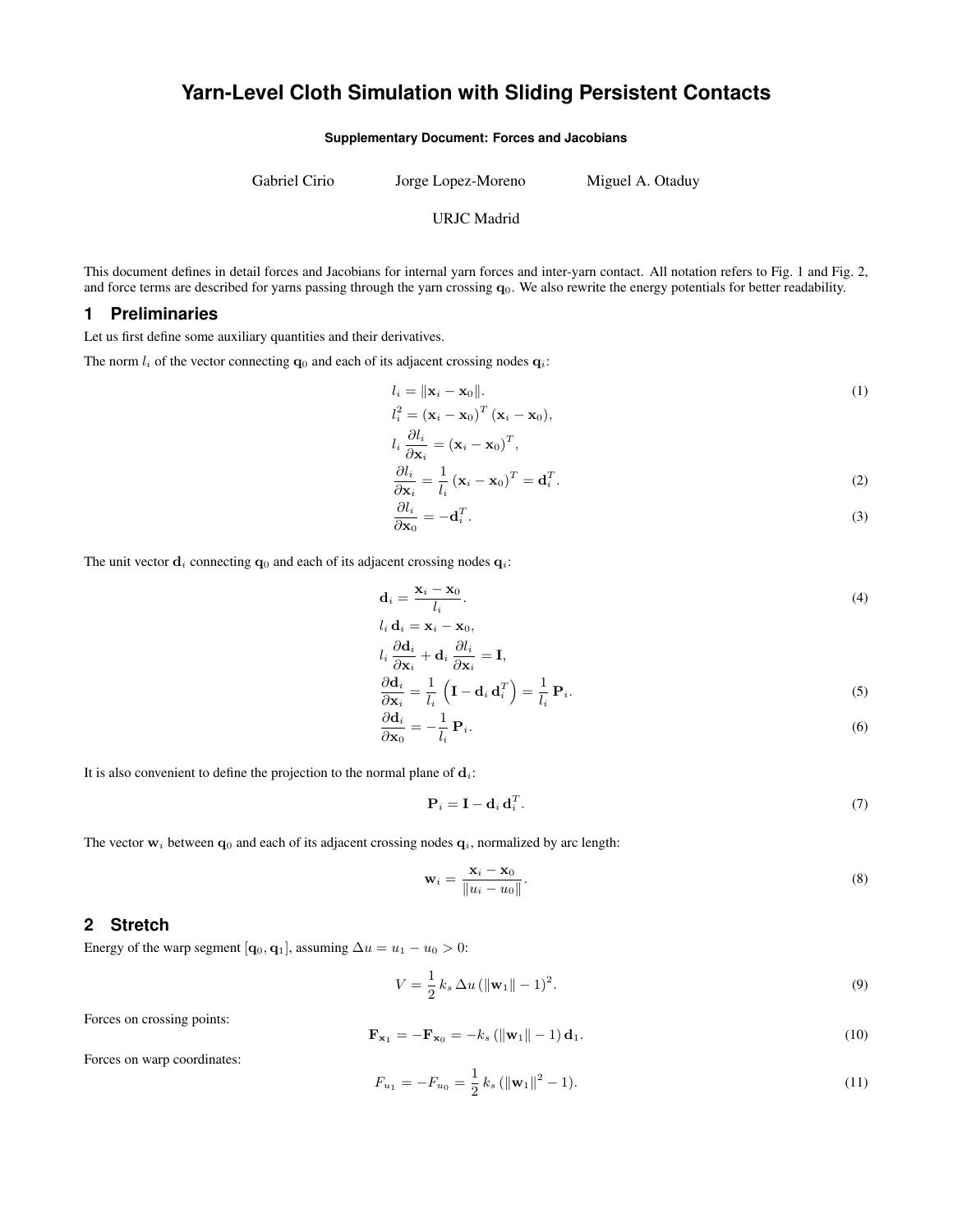# Yarn-Level Cloth Simulation with Sliding Persistent Contacts

**Supplementary Document: Forces and Jacobians**

Gabriel Cirio Jorge Lopez-Moreno Miguel A. Otaduy

URJC Madrid

This document defines in detail forces and Jacobians for internal yarn forces and inter-yarn contact. All notation refers to Fig. 1 and Fig. 2, and force terms are described for yarns passing through the yarn crossing $\mathbf{q}_0$. We also rewrite the energy potentials for better readability.

## 1 Preliminaries

Let us first define some auxiliary quantities and their derivatives.

The norm $l_i$ of the vector connecting $\mathbf{q}_0$ and each of its adjacent crossing nodes $\mathbf{q}_i$:

$$l_i = \|\mathbf{x}_i - \mathbf{x}_0\|. \tag{1}$$

$$l_i^2 = (\mathbf{x}_i - \mathbf{x}_0)^T\,(\mathbf{x}_i - \mathbf{x}_0),$$

$$l_i\,\frac{\partial l_i}{\partial \mathbf{x}_i} = (\mathbf{x}_i - \mathbf{x}_0)^T,$$

$$\frac{\partial l_i}{\partial \mathbf{x}_i} = \frac{1}{l_i}\,(\mathbf{x}_i - \mathbf{x}_0)^T = \mathbf{d}_i^T. \tag{2}$$

$$\frac{\partial l_i}{\partial \mathbf{x}_0} = -\mathbf{d}_i^T. \tag{3}$$

The unit vector $\mathbf{d}_i$ connecting $\mathbf{q}_0$ and each of its adjacent crossing nodes $\mathbf{q}_i$:

$$\mathbf{d}_i = \frac{\mathbf{x}_i - \mathbf{x}_0}{l_i}. \tag{4}$$

$$l_i\,\mathbf{d}_i = \mathbf{x}_i - \mathbf{x}_0,$$

$$l_i\,\frac{\partial \mathbf{d}_i}{\partial \mathbf{x}_i} + \mathbf{d}_i\,\frac{\partial l_i}{\partial \mathbf{x}_i} = \mathbf{I},$$

$$\frac{\partial \mathbf{d}_i}{\partial \mathbf{x}_i} = \frac{1}{l_i}\left(\mathbf{I} - \mathbf{d}_i\,\mathbf{d}_i^T\right) = \frac{1}{l_i}\,\mathbf{P}_i. \tag{5}$$

$$\frac{\partial \mathbf{d}_i}{\partial \mathbf{x}_0} = -\frac{1}{l_i}\,\mathbf{P}_i. \tag{6}$$

It is also convenient to define the projection to the normal plane of $\mathbf{d}_i$:

$$\mathbf{P}_i = \mathbf{I} - \mathbf{d}_i\,\mathbf{d}_i^T. \tag{7}$$

The vector $\mathbf{w}_i$ between $\mathbf{q}_0$ and each of its adjacent crossing nodes $\mathbf{q}_i$, normalized by arc length:

$$\mathbf{w}_i = \frac{\mathbf{x}_i - \mathbf{x}_0}{\|u_i - u_0\|}. \tag{8}$$

## 2 Stretch

Energy of the warp segment $[\mathbf{q}_0, \mathbf{q}_1]$, assuming $\Delta u = u_1 - u_0 > 0$:

$$V = \frac{1}{2}\,k_s\,\Delta u\,(\|\mathbf{w}_1\| - 1)^2. \tag{9}$$

Forces on crossing points:

$$\mathbf{F}_{\mathbf{x}_1} = -\mathbf{F}_{\mathbf{x}_0} = -k_s\,(\|\mathbf{w}_1\| - 1)\,\mathbf{d}_1. \tag{10}$$

Forces on warp coordinates:

$$F_{u_1} = -F_{u_0} = \frac{1}{2}\,k_s\,(\|\mathbf{w}_1\|^2 - 1). \tag{11}$$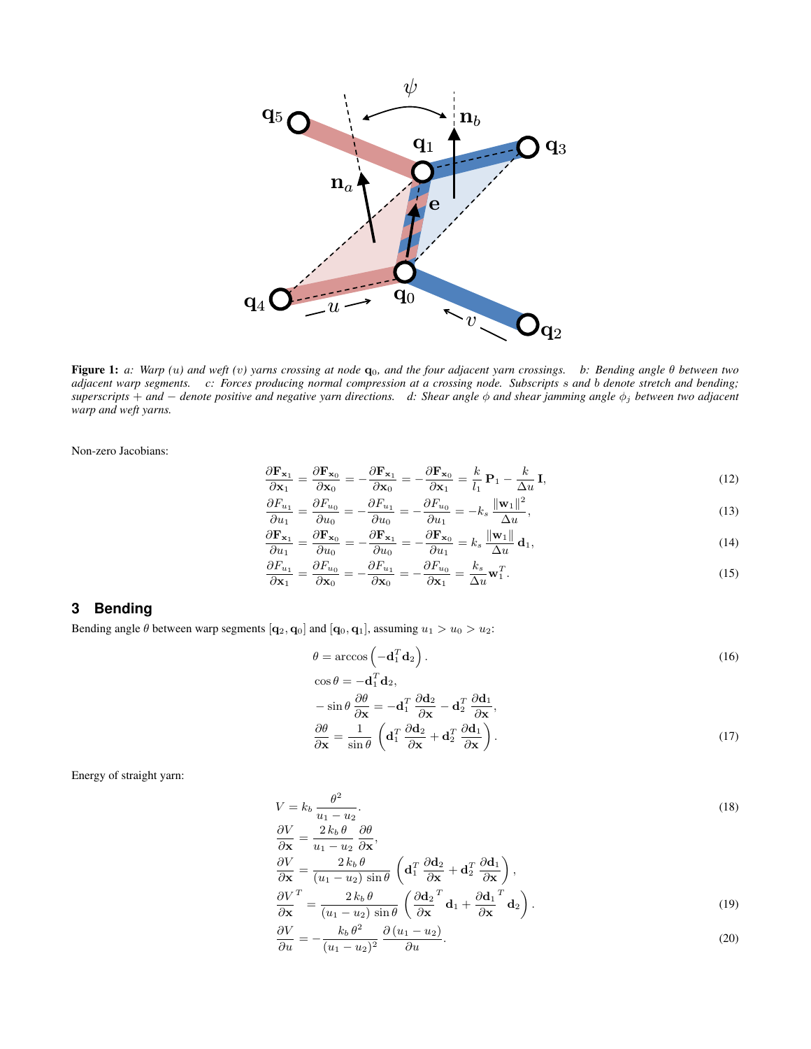**Figure 1:** *a: Warp (u) and weft (v) yarns crossing at node $\mathbf{q}_0$, and the four adjacent yarn crossings. b: Bending angle $\theta$ between two adjacent warp segments. c: Forces producing normal compression at a crossing node. Subscripts s and b denote stretch and bending; superscripts + and − denote positive and negative yarn directions. d: Shear angle $\phi$ and shear jamming angle $\phi_j$ between two adjacent warp and weft yarns.*

Non-zero Jacobians:

$$\frac{\partial \mathbf{F}_{\mathbf{x}_1}}{\partial \mathbf{x}_1} = \frac{\partial \mathbf{F}_{\mathbf{x}_0}}{\partial \mathbf{x}_0} = -\frac{\partial \mathbf{F}_{\mathbf{x}_1}}{\partial \mathbf{x}_0} = -\frac{\partial \mathbf{F}_{\mathbf{x}_0}}{\partial \mathbf{x}_1} = \frac{k}{l_1}\,\mathbf{P}_1 - \frac{k}{\Delta u}\,\mathbf{I}, \tag{12}$$

$$\frac{\partial F_{u_1}}{\partial u_1} = \frac{\partial F_{u_0}}{\partial u_0} = -\frac{\partial F_{u_1}}{\partial u_0} = -\frac{\partial F_{u_0}}{\partial u_1} = -k_s\,\frac{\|\mathbf{w}_1\|^2}{\Delta u}, \tag{13}$$

$$\frac{\partial \mathbf{F}_{\mathbf{x}_1}}{\partial u_1} = \frac{\partial \mathbf{F}_{\mathbf{x}_0}}{\partial u_0} = -\frac{\partial \mathbf{F}_{\mathbf{x}_1}}{\partial u_0} = -\frac{\partial \mathbf{F}_{\mathbf{x}_0}}{\partial u_1} = k_s\,\frac{\|\mathbf{w}_1\|}{\Delta u}\,\mathbf{d}_1, \tag{14}$$

$$\frac{\partial F_{u_1}}{\partial \mathbf{x}_1} = \frac{\partial F_{u_0}}{\partial \mathbf{x}_0} = -\frac{\partial F_{u_1}}{\partial \mathbf{x}_0} = -\frac{\partial F_{u_0}}{\partial \mathbf{x}_1} = \frac{k_s}{\Delta u}\mathbf{w}_1^T. \tag{15}$$

## 3 Bending

Bending angle $\theta$ between warp segments $[\mathbf{q}_2, \mathbf{q}_0]$ and $[\mathbf{q}_0, \mathbf{q}_1]$, assuming $u_1 > u_0 > u_2$:

$$\theta = \arccos\left(-\mathbf{d}_1^T \mathbf{d}_2\right). \tag{16}$$

$$\cos\theta = -\mathbf{d}_1^T \mathbf{d}_2,$$

$$-\sin\theta\,\frac{\partial \theta}{\partial \mathbf{x}} = -\mathbf{d}_1^T\,\frac{\partial \mathbf{d}_2}{\partial \mathbf{x}} - \mathbf{d}_2^T\,\frac{\partial \mathbf{d}_1}{\partial \mathbf{x}},$$

$$\frac{\partial \theta}{\partial \mathbf{x}} = \frac{1}{\sin\theta}\left(\mathbf{d}_1^T\,\frac{\partial \mathbf{d}_2}{\partial \mathbf{x}} + \mathbf{d}_2^T\,\frac{\partial \mathbf{d}_1}{\partial \mathbf{x}}\right). \tag{17}$$

Energy of straight yarn:

$$V = k_b\,\frac{\theta^2}{u_1 - u_2}. \tag{18}$$

$$\frac{\partial V}{\partial \mathbf{x}} = \frac{2\,k_b\,\theta}{u_1 - u_2}\,\frac{\partial \theta}{\partial \mathbf{x}},$$

$$\frac{\partial V}{\partial \mathbf{x}} = \frac{2\,k_b\,\theta}{(u_1 - u_2)\,\sin\theta}\left(\mathbf{d}_1^T\,\frac{\partial \mathbf{d}_2}{\partial \mathbf{x}} + \mathbf{d}_2^T\,\frac{\partial \mathbf{d}_1}{\partial \mathbf{x}}\right),$$

$$\frac{\partial V}{\partial \mathbf{x}}^T = \frac{2\,k_b\,\theta}{(u_1 - u_2)\,\sin\theta}\left(\frac{\partial \mathbf{d}_2}{\partial \mathbf{x}}^T\,\mathbf{d}_1 + \frac{\partial \mathbf{d}_1}{\partial \mathbf{x}}^T\,\mathbf{d}_2\right). \tag{19}$$

$$\frac{\partial V}{\partial u} = -\frac{k_b\,\theta^2}{(u_1 - u_2)^2}\,\frac{\partial\,(u_1 - u_2)}{\partial u}. \tag{20}$$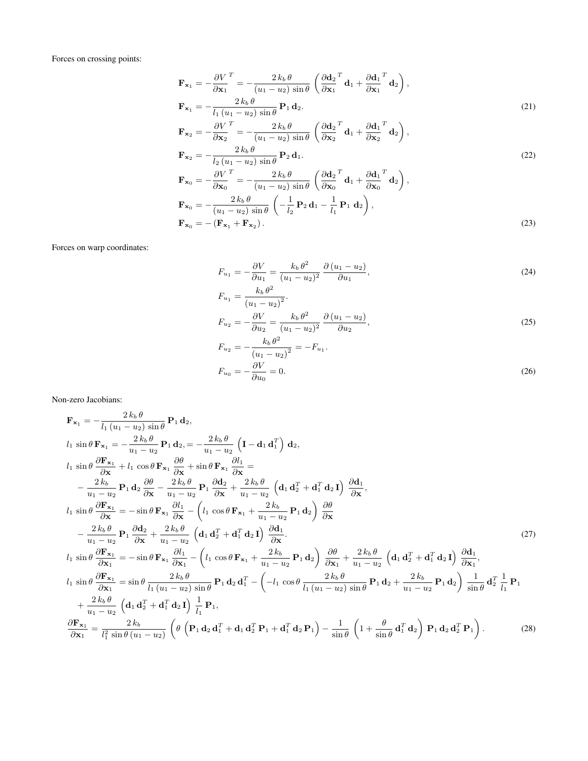Forces on crossing points:

$$
\begin{aligned}
\mathbf{F}_{\mathbf{x}_1} &= -\frac{\partial V}{\partial \mathbf{x}_1}^T = -\frac{2\,k_b\,\theta}{(u_1-u_2)\,\sin\theta}\left(\frac{\partial \mathbf{d}_2}{\partial \mathbf{x}_1}^T\mathbf{d}_1 + \frac{\partial \mathbf{d}_1}{\partial \mathbf{x}_1}^T\mathbf{d}_2\right),\\
\mathbf{F}_{\mathbf{x}_1} &= -\frac{2\,k_b\,\theta}{l_1\,(u_1-u_2)\,\sin\theta}\,\mathbf{P}_1\,\mathbf{d}_2. \qquad (21)\\
\mathbf{F}_{\mathbf{x}_2} &= -\frac{\partial V}{\partial \mathbf{x}_2}^T = -\frac{2\,k_b\,\theta}{(u_1-u_2)\,\sin\theta}\left(\frac{\partial \mathbf{d}_2}{\partial \mathbf{x}_2}^T\mathbf{d}_1 + \frac{\partial \mathbf{d}_1}{\partial \mathbf{x}_2}^T\mathbf{d}_2\right),\\
\mathbf{F}_{\mathbf{x}_2} &= -\frac{2\,k_b\,\theta}{l_2\,(u_1-u_2)\,\sin\theta}\,\mathbf{P}_2\,\mathbf{d}_1. \qquad (22)\\
\mathbf{F}_{\mathbf{x}_0} &= -\frac{\partial V}{\partial \mathbf{x}_0}^T = -\frac{2\,k_b\,\theta}{(u_1-u_2)\,\sin\theta}\left(\frac{\partial \mathbf{d}_2}{\partial \mathbf{x}_0}^T\mathbf{d}_1 + \frac{\partial \mathbf{d}_1}{\partial \mathbf{x}_0}^T\mathbf{d}_2\right),\\
\mathbf{F}_{\mathbf{x}_0} &= -\frac{2\,k_b\,\theta}{(u_1-u_2)\,\sin\theta}\left(-\frac{1}{l_2}\,\mathbf{P}_2\,\mathbf{d}_1 - \frac{1}{l_1}\,\mathbf{P}_1\,\mathbf{d}_2\right),\\
\mathbf{F}_{\mathbf{x}_0} &= -\left(\mathbf{F}_{\mathbf{x}_1} + \mathbf{F}_{\mathbf{x}_2}\right). \qquad (23)
\end{aligned}
$$

Forces on warp coordinates:

$$
\begin{aligned}
F_{u_1} &= -\frac{\partial V}{\partial u_1} = \frac{k_b\,\theta^2}{(u_1-u_2)^2}\,\frac{\partial\,(u_1-u_2)}{\partial u_1}, \qquad (24)\\
F_{u_1} &= \frac{k_b\,\theta^2}{(u_1-u_2)^2}.\\
F_{u_2} &= -\frac{\partial V}{\partial u_2} = \frac{k_b\,\theta^2}{(u_1-u_2)^2}\,\frac{\partial\,(u_1-u_2)}{\partial u_2}, \qquad (25)\\
F_{u_2} &= -\frac{k_b\,\theta^2}{(u_1-u_2)^2} = -F_{u_1}.\\
F_{u_0} &= -\frac{\partial V}{\partial u_0} = 0. \qquad (26)
\end{aligned}
$$

Non-zero Jacobians:

$$
\begin{aligned}
&\mathbf{F}_{\mathbf{x}_1} = -\frac{2\,k_b\,\theta}{l_1\,(u_1-u_2)\,\sin\theta}\,\mathbf{P}_1\,\mathbf{d}_2,\\
&l_1\,\sin\theta\,\mathbf{F}_{\mathbf{x}_1} = -\frac{2\,k_b\,\theta}{u_1-u_2}\,\mathbf{P}_1\,\mathbf{d}_2, = -\frac{2\,k_b\,\theta}{u_1-u_2}\left(\mathbf{I} - \mathbf{d}_1\,\mathbf{d}_1^T\right)\mathbf{d}_2,\\
&l_1\,\sin\theta\,\frac{\partial \mathbf{F}_{\mathbf{x}_1}}{\partial \mathbf{x}} + l_1\,\cos\theta\,\mathbf{F}_{\mathbf{x}_1}\,\frac{\partial\theta}{\partial \mathbf{x}} + \sin\theta\,\mathbf{F}_{\mathbf{x}_1}\,\frac{\partial l_1}{\partial \mathbf{x}} =\\
&\quad -\frac{2\,k_b}{u_1-u_2}\,\mathbf{P}_1\,\mathbf{d}_2\,\frac{\partial\theta}{\partial \mathbf{x}} - \frac{2\,k_b\,\theta}{u_1-u_2}\,\mathbf{P}_1\,\frac{\partial \mathbf{d}_2}{\partial \mathbf{x}} + \frac{2\,k_b\,\theta}{u_1-u_2}\left(\mathbf{d}_1\,\mathbf{d}_2^T + \mathbf{d}_1^T\,\mathbf{d}_2\,\mathbf{I}\right)\frac{\partial \mathbf{d}_1}{\partial \mathbf{x}},\\
&l_1\,\sin\theta\,\frac{\partial \mathbf{F}_{\mathbf{x}_1}}{\partial \mathbf{x}} = -\sin\theta\,\mathbf{F}_{\mathbf{x}_1}\,\frac{\partial l_1}{\partial \mathbf{x}} - \left(l_1\,\cos\theta\,\mathbf{F}_{\mathbf{x}_1} + \frac{2\,k_b}{u_1-u_2}\,\mathbf{P}_1\,\mathbf{d}_2\right)\frac{\partial\theta}{\partial \mathbf{x}}\\
&\quad - \frac{2\,k_b\,\theta}{u_1-u_2}\,\mathbf{P}_1\,\frac{\partial \mathbf{d}_2}{\partial \mathbf{x}} + \frac{2\,k_b\,\theta}{u_1-u_2}\left(\mathbf{d}_1\,\mathbf{d}_2^T + \mathbf{d}_1^T\,\mathbf{d}_2\,\mathbf{I}\right)\frac{\partial \mathbf{d}_1}{\partial \mathbf{x}}. \qquad (27)\\
&l_1\,\sin\theta\,\frac{\partial \mathbf{F}_{\mathbf{x}_1}}{\partial \mathbf{x}_1} = -\sin\theta\,\mathbf{F}_{\mathbf{x}_1}\,\frac{\partial l_1}{\partial \mathbf{x}_1} - \left(l_1\,\cos\theta\,\mathbf{F}_{\mathbf{x}_1} + \frac{2\,k_b}{u_1-u_2}\,\mathbf{P}_1\,\mathbf{d}_2\right)\frac{\partial\theta}{\partial \mathbf{x}_1} + \frac{2\,k_b\,\theta}{u_1-u_2}\left(\mathbf{d}_1\,\mathbf{d}_2^T + \mathbf{d}_1^T\,\mathbf{d}_2\,\mathbf{I}\right)\frac{\partial \mathbf{d}_1}{\partial \mathbf{x}_1},\\
&l_1\,\sin\theta\,\frac{\partial \mathbf{F}_{\mathbf{x}_1}}{\partial \mathbf{x}_1} = \sin\theta\,\frac{2\,k_b\,\theta}{l_1\,(u_1-u_2)\,\sin\theta}\,\mathbf{P}_1\,\mathbf{d}_2\,\mathbf{d}_1^T - \left(-l_1\,\cos\theta\,\frac{2\,k_b\,\theta}{l_1\,(u_1-u_2)\,\sin\theta}\,\mathbf{P}_1\,\mathbf{d}_2 + \frac{2\,k_b}{u_1-u_2}\,\mathbf{P}_1\,\mathbf{d}_2\right)\frac{1}{\sin\theta}\,\mathbf{d}_2^T\,\frac{1}{l_1}\,\mathbf{P}_1\\
&\quad + \frac{2\,k_b\,\theta}{u_1-u_2}\left(\mathbf{d}_1\,\mathbf{d}_2^T + \mathbf{d}_1^T\,\mathbf{d}_2\,\mathbf{I}\right)\frac{1}{l_1}\,\mathbf{P}_1,\\
&\frac{\partial \mathbf{F}_{\mathbf{x}_1}}{\partial \mathbf{x}_1} = \frac{2\,k_b}{l_1^2\,\sin\theta\,(u_1-u_2)}\left(\theta\left(\mathbf{P}_1\,\mathbf{d}_2\,\mathbf{d}_1^T + \mathbf{d}_1\,\mathbf{d}_2^T\,\mathbf{P}_1 + \mathbf{d}_1^T\,\mathbf{d}_2\,\mathbf{P}_1\right) - \frac{1}{\sin\theta}\left(1 + \frac{\theta}{\sin\theta}\,\mathbf{d}_1^T\,\mathbf{d}_2\right)\mathbf{P}_1\,\mathbf{d}_2\,\mathbf{d}_2^T\,\mathbf{P}_1\right). \qquad (28)
\end{aligned}
$$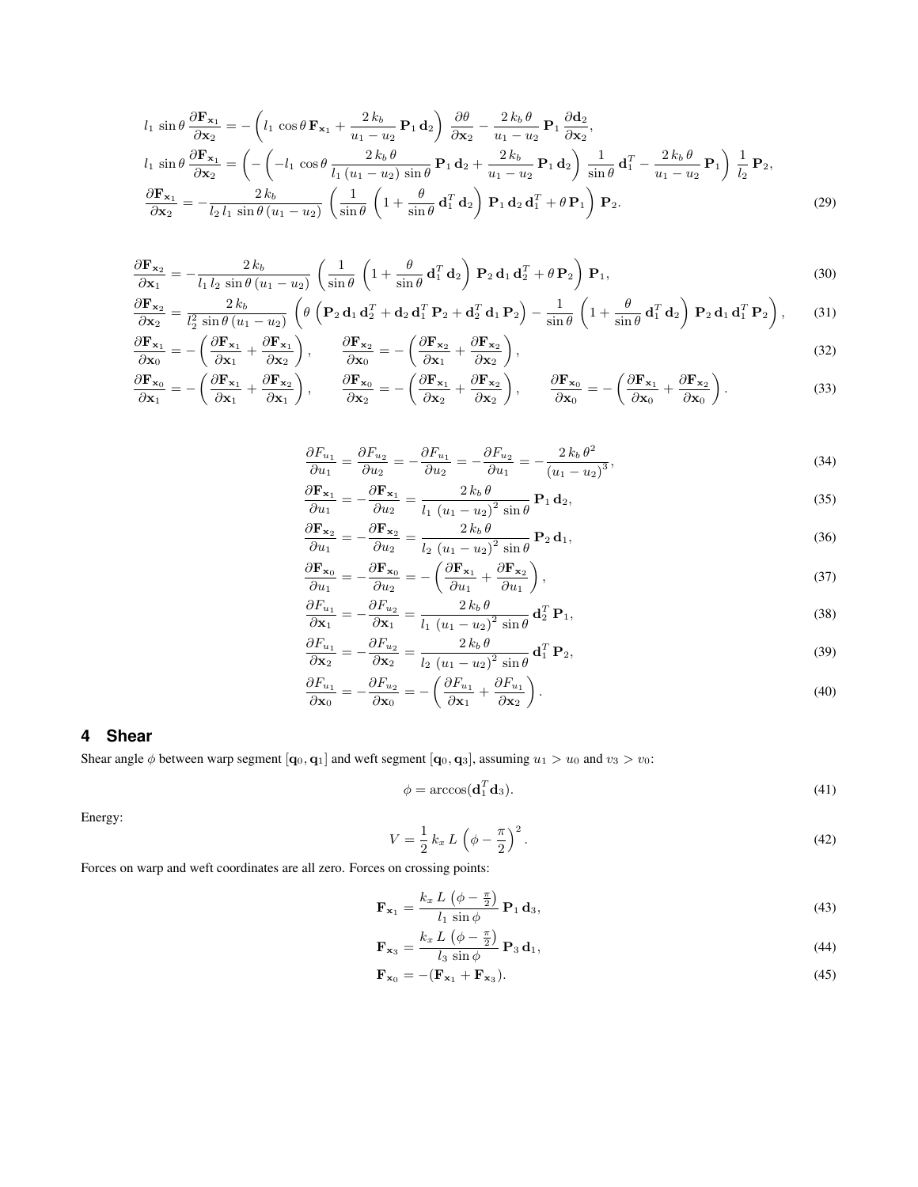$$
\begin{aligned}
l_1\,\sin\theta\,\frac{\partial \mathbf{F}_{\mathbf{x}_1}}{\partial \mathbf{x}_2} &= -\left(l_1\,\cos\theta\,\mathbf{F}_{\mathbf{x}_1} + \frac{2\,k_b}{u_1-u_2}\,\mathbf{P}_1\,\mathbf{d}_2\right)\,\frac{\partial \theta}{\partial \mathbf{x}_2} - \frac{2\,k_b\,\theta}{u_1-u_2}\,\mathbf{P}_1\,\frac{\partial \mathbf{d}_2}{\partial \mathbf{x}_2},\\
l_1\,\sin\theta\,\frac{\partial \mathbf{F}_{\mathbf{x}_1}}{\partial \mathbf{x}_2} &= \left(-\left(-l_1\,\cos\theta\,\frac{2\,k_b\,\theta}{l_1\,(u_1-u_2)\,\sin\theta}\,\mathbf{P}_1\,\mathbf{d}_2 + \frac{2\,k_b}{u_1-u_2}\,\mathbf{P}_1\,\mathbf{d}_2\right)\,\frac{1}{\sin\theta}\,\mathbf{d}_1^T - \frac{2\,k_b\,\theta}{u_1-u_2}\,\mathbf{P}_1\right)\,\frac{1}{l_2}\,\mathbf{P}_2,\\
\frac{\partial \mathbf{F}_{\mathbf{x}_1}}{\partial \mathbf{x}_2} &= -\frac{2\,k_b}{l_2\,l_1\,\sin\theta\,(u_1-u_2)}\,\left(\frac{1}{\sin\theta}\,\left(1+\frac{\theta}{\sin\theta}\,\mathbf{d}_1^T\,\mathbf{d}_2\right)\,\mathbf{P}_1\,\mathbf{d}_2\,\mathbf{d}_1^T + \theta\,\mathbf{P}_1\right)\,\mathbf{P}_2.
\end{aligned}
\tag{29}
$$

$$
\frac{\partial \mathbf{F}_{\mathbf{x}_2}}{\partial \mathbf{x}_1} = -\frac{2\,k_b}{l_1\,l_2\,\sin\theta\,(u_1-u_2)}\,\left(\frac{1}{\sin\theta}\,\left(1+\frac{\theta}{\sin\theta}\,\mathbf{d}_1^T\,\mathbf{d}_2\right)\,\mathbf{P}_2\,\mathbf{d}_1\,\mathbf{d}_2^T + \theta\,\mathbf{P}_2\right)\,\mathbf{P}_1, \tag{30}
$$

$$
\frac{\partial \mathbf{F}_{\mathbf{x}_2}}{\partial \mathbf{x}_2} = \frac{2\,k_b}{l_2^2\,\sin\theta\,(u_1-u_2)}\,\left(\theta\,\left(\mathbf{P}_2\,\mathbf{d}_1\,\mathbf{d}_2^T + \mathbf{d}_2\,\mathbf{d}_1^T\,\mathbf{P}_2 + \mathbf{d}_2^T\,\mathbf{d}_1\,\mathbf{P}_2\right) - \frac{1}{\sin\theta}\,\left(1+\frac{\theta}{\sin\theta}\,\mathbf{d}_1^T\,\mathbf{d}_2\right)\,\mathbf{P}_2\,\mathbf{d}_1\,\mathbf{d}_1^T\,\mathbf{P}_2\right), \tag{31}
$$

$$
\frac{\partial \mathbf{F}_{\mathbf{x}_1}}{\partial \mathbf{x}_0} = -\left(\frac{\partial \mathbf{F}_{\mathbf{x}_1}}{\partial \mathbf{x}_1} + \frac{\partial \mathbf{F}_{\mathbf{x}_1}}{\partial \mathbf{x}_2}\right), \qquad \frac{\partial \mathbf{F}_{\mathbf{x}_2}}{\partial \mathbf{x}_0} = -\left(\frac{\partial \mathbf{F}_{\mathbf{x}_2}}{\partial \mathbf{x}_1} + \frac{\partial \mathbf{F}_{\mathbf{x}_2}}{\partial \mathbf{x}_2}\right), \tag{32}
$$

$$
\frac{\partial \mathbf{F}_{\mathbf{x}_0}}{\partial \mathbf{x}_1} = -\left(\frac{\partial \mathbf{F}_{\mathbf{x}_1}}{\partial \mathbf{x}_1} + \frac{\partial \mathbf{F}_{\mathbf{x}_2}}{\partial \mathbf{x}_1}\right), \qquad \frac{\partial \mathbf{F}_{\mathbf{x}_0}}{\partial \mathbf{x}_2} = -\left(\frac{\partial \mathbf{F}_{\mathbf{x}_1}}{\partial \mathbf{x}_2} + \frac{\partial \mathbf{F}_{\mathbf{x}_2}}{\partial \mathbf{x}_2}\right), \qquad \frac{\partial \mathbf{F}_{\mathbf{x}_0}}{\partial \mathbf{x}_0} = -\left(\frac{\partial \mathbf{F}_{\mathbf{x}_1}}{\partial \mathbf{x}_0} + \frac{\partial \mathbf{F}_{\mathbf{x}_2}}{\partial \mathbf{x}_0}\right). \tag{33}
$$

$$
\frac{\partial F_{u_1}}{\partial u_1} = \frac{\partial F_{u_2}}{\partial u_2} = -\frac{\partial F_{u_1}}{\partial u_2} = -\frac{\partial F_{u_2}}{\partial u_1} = -\frac{2\,k_b\,\theta^2}{(u_1-u_2)^3}, \tag{34}
$$

$$
\frac{\partial \mathbf{F}_{\mathbf{x}_1}}{\partial u_1} = -\frac{\partial \mathbf{F}_{\mathbf{x}_1}}{\partial u_2} = \frac{2\,k_b\,\theta}{l_1\,(u_1-u_2)^2\,\sin\theta}\,\mathbf{P}_1\,\mathbf{d}_2, \tag{35}
$$

$$
\frac{\partial \mathbf{F}_{\mathbf{x}_2}}{\partial u_1} = -\frac{\partial \mathbf{F}_{\mathbf{x}_2}}{\partial u_2} = \frac{2\,k_b\,\theta}{l_2\,(u_1-u_2)^2\,\sin\theta}\,\mathbf{P}_2\,\mathbf{d}_1, \tag{36}
$$

$$
\frac{\partial \mathbf{F}_{\mathbf{x}_0}}{\partial u_1} = -\frac{\partial \mathbf{F}_{\mathbf{x}_0}}{\partial u_2} = -\left(\frac{\partial \mathbf{F}_{\mathbf{x}_1}}{\partial u_1} + \frac{\partial \mathbf{F}_{\mathbf{x}_2}}{\partial u_1}\right), \tag{37}
$$

$$
\frac{\partial F_{u_1}}{\partial \mathbf{x}_1} = -\frac{\partial F_{u_2}}{\partial \mathbf{x}_1} = \frac{2\,k_b\,\theta}{l_1\,(u_1-u_2)^2\,\sin\theta}\,\mathbf{d}_2^T\,\mathbf{P}_1, \tag{38}
$$

$$
\frac{\partial F_{u_1}}{\partial \mathbf{x}_2} = -\frac{\partial F_{u_2}}{\partial \mathbf{x}_2} = \frac{2\,k_b\,\theta}{l_2\,(u_1-u_2)^2\,\sin\theta}\,\mathbf{d}_1^T\,\mathbf{P}_2, \tag{39}
$$

$$
\frac{\partial F_{u_1}}{\partial \mathbf{x}_0} = -\frac{\partial F_{u_2}}{\partial \mathbf{x}_0} = -\left(\frac{\partial F_{u_1}}{\partial \mathbf{x}_1} + \frac{\partial F_{u_1}}{\partial \mathbf{x}_2}\right). \tag{40}
$$

## 4 Shear

Shear angle $\phi$ between warp segment $[\mathbf{q}_0, \mathbf{q}_1]$ and weft segment $[\mathbf{q}_0, \mathbf{q}_3]$, assuming $u_1 > u_0$ and $v_3 > v_0$:

$$
\phi = \arccos(\mathbf{d}_1^T\,\mathbf{d}_3). \tag{41}
$$

Energy:

$$
V = \frac{1}{2}\,k_x\,L\,\left(\phi - \frac{\pi}{2}\right)^2. \tag{42}
$$

Forces on warp and weft coordinates are all zero. Forces on crossing points:

$$
\mathbf{F}_{\mathbf{x}_1} = \frac{k_x\,L\,\left(\phi - \frac{\pi}{2}\right)}{l_1\,\sin\phi}\,\mathbf{P}_1\,\mathbf{d}_3, \tag{43}
$$

$$
\mathbf{F}_{\mathbf{x}_3} = \frac{k_x\,L\,\left(\phi - \frac{\pi}{2}\right)}{l_3\,\sin\phi}\,\mathbf{P}_3\,\mathbf{d}_1, \tag{44}
$$

$$
\mathbf{F}_{\mathbf{x}_0} = -(\mathbf{F}_{\mathbf{x}_1} + \mathbf{F}_{\mathbf{x}_3}). \tag{45}
$$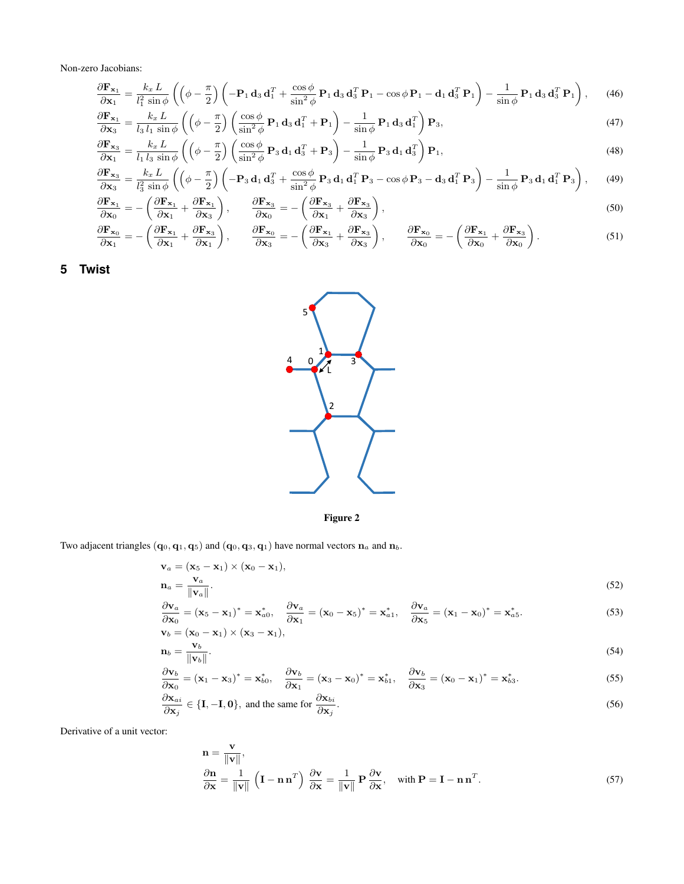Non-zero Jacobians:

$$\frac{\partial \mathbf{F}_{\mathbf{x}_1}}{\partial \mathbf{x}_1} = \frac{k_x\,L}{l_1^2\,\sin\phi}\left(\left(\phi - \frac{\pi}{2}\right)\left(-\mathbf{P}_1\,\mathbf{d}_3\,\mathbf{d}_1^T + \frac{\cos\phi}{\sin^2\phi}\,\mathbf{P}_1\,\mathbf{d}_3\,\mathbf{d}_3^T\,\mathbf{P}_1 - \cos\phi\,\mathbf{P}_1 - \mathbf{d}_1\,\mathbf{d}_3^T\,\mathbf{P}_1\right) - \frac{1}{\sin\phi}\,\mathbf{P}_1\,\mathbf{d}_3\,\mathbf{d}_3^T\,\mathbf{P}_1\right), \tag{46}$$

$$\frac{\partial \mathbf{F}_{\mathbf{x}_1}}{\partial \mathbf{x}_3} = \frac{k_x\,L}{l_3\,l_1\,\sin\phi}\left(\left(\phi - \frac{\pi}{2}\right)\left(\frac{\cos\phi}{\sin^2\phi}\,\mathbf{P}_1\,\mathbf{d}_3\,\mathbf{d}_1^T + \mathbf{P}_1\right) - \frac{1}{\sin\phi}\,\mathbf{P}_1\,\mathbf{d}_3\,\mathbf{d}_1^T\right)\mathbf{P}_3, \tag{47}$$

$$\frac{\partial \mathbf{F}_{\mathbf{x}_3}}{\partial \mathbf{x}_1} = \frac{k_x\,L}{l_1\,l_3\,\sin\phi}\left(\left(\phi - \frac{\pi}{2}\right)\left(\frac{\cos\phi}{\sin^2\phi}\,\mathbf{P}_3\,\mathbf{d}_1\,\mathbf{d}_3^T + \mathbf{P}_3\right) - \frac{1}{\sin\phi}\,\mathbf{P}_3\,\mathbf{d}_1\,\mathbf{d}_3^T\right)\mathbf{P}_1, \tag{48}$$

$$\frac{\partial \mathbf{F}_{\mathbf{x}_3}}{\partial \mathbf{x}_3} = \frac{k_x\,L}{l_3^2\,\sin\phi}\left(\left(\phi - \frac{\pi}{2}\right)\left(-\mathbf{P}_3\,\mathbf{d}_1\,\mathbf{d}_3^T + \frac{\cos\phi}{\sin^2\phi}\,\mathbf{P}_3\,\mathbf{d}_1\,\mathbf{d}_1^T\,\mathbf{P}_3 - \cos\phi\,\mathbf{P}_3 - \mathbf{d}_3\,\mathbf{d}_1^T\,\mathbf{P}_3\right) - \frac{1}{\sin\phi}\,\mathbf{P}_3\,\mathbf{d}_1\,\mathbf{d}_1^T\,\mathbf{P}_3\right), \tag{49}$$

$$\frac{\partial \mathbf{F}_{\mathbf{x}_1}}{\partial \mathbf{x}_0} = -\left(\frac{\partial \mathbf{F}_{\mathbf{x}_1}}{\partial \mathbf{x}_1} + \frac{\partial \mathbf{F}_{\mathbf{x}_1}}{\partial \mathbf{x}_3}\right), \qquad \frac{\partial \mathbf{F}_{\mathbf{x}_3}}{\partial \mathbf{x}_0} = -\left(\frac{\partial \mathbf{F}_{\mathbf{x}_3}}{\partial \mathbf{x}_1} + \frac{\partial \mathbf{F}_{\mathbf{x}_3}}{\partial \mathbf{x}_3}\right), \tag{50}$$

$$\frac{\partial \mathbf{F}_{\mathbf{x}_0}}{\partial \mathbf{x}_1} = -\left(\frac{\partial \mathbf{F}_{\mathbf{x}_1}}{\partial \mathbf{x}_1} + \frac{\partial \mathbf{F}_{\mathbf{x}_3}}{\partial \mathbf{x}_1}\right), \qquad \frac{\partial \mathbf{F}_{\mathbf{x}_0}}{\partial \mathbf{x}_3} = -\left(\frac{\partial \mathbf{F}_{\mathbf{x}_1}}{\partial \mathbf{x}_3} + \frac{\partial \mathbf{F}_{\mathbf{x}_3}}{\partial \mathbf{x}_3}\right), \qquad \frac{\partial \mathbf{F}_{\mathbf{x}_0}}{\partial \mathbf{x}_0} = -\left(\frac{\partial \mathbf{F}_{\mathbf{x}_1}}{\partial \mathbf{x}_0} + \frac{\partial \mathbf{F}_{\mathbf{x}_3}}{\partial \mathbf{x}_0}\right). \tag{51}$$

## 5 Twist

**Figure 2**

Two adjacent triangles $(\mathbf{q}_0, \mathbf{q}_1, \mathbf{q}_5)$ and $(\mathbf{q}_0, \mathbf{q}_3, \mathbf{q}_1)$ have normal vectors $\mathbf{n}_a$ and $\mathbf{n}_b$.

$$\mathbf{v}_a = (\mathbf{x}_5 - \mathbf{x}_1) \times (\mathbf{x}_0 - \mathbf{x}_1),$$
$$\mathbf{n}_a = \frac{\mathbf{v}_a}{\|\mathbf{v}_a\|}. \tag{52}$$

$$\frac{\partial \mathbf{v}_a}{\partial \mathbf{x}_0} = (\mathbf{x}_5 - \mathbf{x}_1)^* = \mathbf{x}_{a0}^*, \quad \frac{\partial \mathbf{v}_a}{\partial \mathbf{x}_1} = (\mathbf{x}_0 - \mathbf{x}_5)^* = \mathbf{x}_{a1}^*, \quad \frac{\partial \mathbf{v}_a}{\partial \mathbf{x}_5} = (\mathbf{x}_1 - \mathbf{x}_0)^* = \mathbf{x}_{a5}^*. \tag{53}$$

$$\mathbf{v}_b = (\mathbf{x}_0 - \mathbf{x}_1) \times (\mathbf{x}_3 - \mathbf{x}_1),$$
$$\mathbf{n}_b = \frac{\mathbf{v}_b}{\|\mathbf{v}_b\|}. \tag{54}$$

$$\frac{\partial \mathbf{v}_b}{\partial \mathbf{x}_0} = (\mathbf{x}_1 - \mathbf{x}_3)^* = \mathbf{x}_{b0}^*, \quad \frac{\partial \mathbf{v}_b}{\partial \mathbf{x}_1} = (\mathbf{x}_3 - \mathbf{x}_0)^* = \mathbf{x}_{b1}^*, \quad \frac{\partial \mathbf{v}_b}{\partial \mathbf{x}_3} = (\mathbf{x}_0 - \mathbf{x}_1)^* = \mathbf{x}_{b3}^*. \tag{55}$$

$$\frac{\partial \mathbf{x}_{ai}}{\partial \mathbf{x}_j} \in \{\mathbf{I}, -\mathbf{I}, \mathbf{0}\}, \text{ and the same for } \frac{\partial \mathbf{x}_{bi}}{\partial \mathbf{x}_j}. \tag{56}$$

Derivative of a unit vector:

$$\mathbf{n} = \frac{\mathbf{v}}{\|\mathbf{v}\|},$$
$$\frac{\partial \mathbf{n}}{\partial \mathbf{x}} = \frac{1}{\|\mathbf{v}\|}\left(\mathbf{I} - \mathbf{n}\,\mathbf{n}^T\right)\frac{\partial \mathbf{v}}{\partial \mathbf{x}} = \frac{1}{\|\mathbf{v}\|}\,\mathbf{P}\,\frac{\partial \mathbf{v}}{\partial \mathbf{x}}, \quad \text{with } \mathbf{P} = \mathbf{I} - \mathbf{n}\,\mathbf{n}^T. \tag{57}$$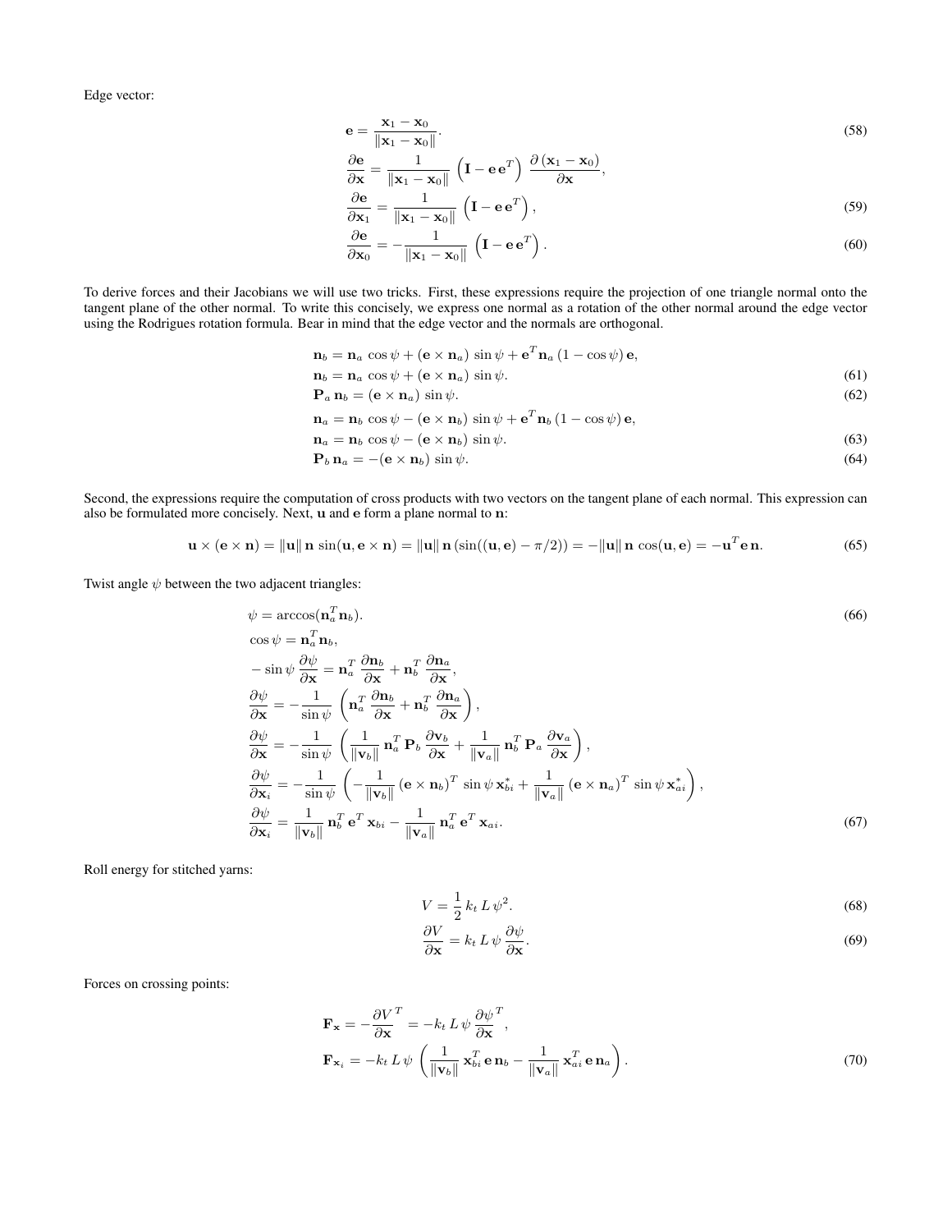Edge vector:

$$
\mathbf{e} = \frac{\mathbf{x}_1 - \mathbf{x}_0}{\|\mathbf{x}_1 - \mathbf{x}_0\|}. \tag{58}
$$

$$
\frac{\partial \mathbf{e}}{\partial \mathbf{x}} = \frac{1}{\|\mathbf{x}_1 - \mathbf{x}_0\|} \left(\mathbf{I} - \mathbf{e}\,\mathbf{e}^T\right) \frac{\partial\,(\mathbf{x}_1 - \mathbf{x}_0)}{\partial \mathbf{x}},
$$

$$
\frac{\partial \mathbf{e}}{\partial \mathbf{x}_1} = \frac{1}{\|\mathbf{x}_1 - \mathbf{x}_0\|} \left(\mathbf{I} - \mathbf{e}\,\mathbf{e}^T\right), \tag{59}
$$

$$
\frac{\partial \mathbf{e}}{\partial \mathbf{x}_0} = -\frac{1}{\|\mathbf{x}_1 - \mathbf{x}_0\|} \left(\mathbf{I} - \mathbf{e}\,\mathbf{e}^T\right). \tag{60}
$$

To derive forces and their Jacobians we will use two tricks. First, these expressions require the projection of one triangle normal onto the tangent plane of the other normal. To write this concisely, we express one normal as a rotation of the other normal around the edge vector using the Rodrigues rotation formula. Bear in mind that the edge vector and the normals are orthogonal.

$$
\mathbf{n}_b = \mathbf{n}_a \cos\psi + (\mathbf{e} \times \mathbf{n}_a) \sin\psi + \mathbf{e}^T \mathbf{n}_a\,(1 - \cos\psi)\,\mathbf{e},
$$

$$
\mathbf{n}_b = \mathbf{n}_a \cos\psi + (\mathbf{e} \times \mathbf{n}_a) \sin\psi. \tag{61}
$$

$$
\mathbf{P}_a\,\mathbf{n}_b = (\mathbf{e} \times \mathbf{n}_a) \sin\psi. \tag{62}
$$

$$
\mathbf{n}_a = \mathbf{n}_b \cos\psi - (\mathbf{e} \times \mathbf{n}_b) \sin\psi + \mathbf{e}^T \mathbf{n}_b\,(1 - \cos\psi)\,\mathbf{e},
$$

$$
\mathbf{n}_a = \mathbf{n}_b \cos\psi - (\mathbf{e} \times \mathbf{n}_b) \sin\psi. \tag{63}
$$

$$
\mathbf{P}_b\,\mathbf{n}_a = -(\mathbf{e} \times \mathbf{n}_b) \sin\psi. \tag{64}
$$

Second, the expressions require the computation of cross products with two vectors on the tangent plane of each normal. This expression can also be formulated more concisely. Next, $\mathbf{u}$ and $\mathbf{e}$ form a plane normal to $\mathbf{n}$:

$$
\mathbf{u} \times (\mathbf{e} \times \mathbf{n}) = \|\mathbf{u}\|\,\mathbf{n}\,\sin(\mathbf{u}, \mathbf{e} \times \mathbf{n}) = \|\mathbf{u}\|\,\mathbf{n}\,(\sin((\mathbf{u}, \mathbf{e}) - \pi/2)) = -\|\mathbf{u}\|\,\mathbf{n}\,\cos(\mathbf{u}, \mathbf{e}) = -\mathbf{u}^T \mathbf{e}\,\mathbf{n}. \tag{65}
$$

Twist angle $\psi$ between the two adjacent triangles:

$$
\psi = \arccos(\mathbf{n}_a^T \mathbf{n}_b). \tag{66}
$$

$$
\cos\psi = \mathbf{n}_a^T \mathbf{n}_b,
$$

$$
-\sin\psi\,\frac{\partial \psi}{\partial \mathbf{x}} = \mathbf{n}_a^T\,\frac{\partial \mathbf{n}_b}{\partial \mathbf{x}} + \mathbf{n}_b^T\,\frac{\partial \mathbf{n}_a}{\partial \mathbf{x}},
$$

$$
\frac{\partial \psi}{\partial \mathbf{x}} = -\frac{1}{\sin\psi} \left(\mathbf{n}_a^T\,\frac{\partial \mathbf{n}_b}{\partial \mathbf{x}} + \mathbf{n}_b^T\,\frac{\partial \mathbf{n}_a}{\partial \mathbf{x}}\right),
$$

$$
\frac{\partial \psi}{\partial \mathbf{x}} = -\frac{1}{\sin\psi} \left(\frac{1}{\|\mathbf{v}_b\|}\,\mathbf{n}_a^T\,\mathbf{P}_b\,\frac{\partial \mathbf{v}_b}{\partial \mathbf{x}} + \frac{1}{\|\mathbf{v}_a\|}\,\mathbf{n}_b^T\,\mathbf{P}_a\,\frac{\partial \mathbf{v}_a}{\partial \mathbf{x}}\right),
$$

$$
\frac{\partial \psi}{\partial \mathbf{x}_i} = -\frac{1}{\sin\psi} \left(-\frac{1}{\|\mathbf{v}_b\|}\,(\mathbf{e} \times \mathbf{n}_b)^T \sin\psi\,\mathbf{x}_{bi}^* + \frac{1}{\|\mathbf{v}_a\|}\,(\mathbf{e} \times \mathbf{n}_a)^T \sin\psi\,\mathbf{x}_{ai}^*\right),
$$

$$
\frac{\partial \psi}{\partial \mathbf{x}_i} = \frac{1}{\|\mathbf{v}_b\|}\,\mathbf{n}_b^T\,\mathbf{e}^T\,\mathbf{x}_{bi} - \frac{1}{\|\mathbf{v}_a\|}\,\mathbf{n}_a^T\,\mathbf{e}^T\,\mathbf{x}_{ai}. \tag{67}
$$

Roll energy for stitched yarns:

$$
V = \frac{1}{2}\,k_t\,L\,\psi^2. \tag{68}
$$

$$
\frac{\partial V}{\partial \mathbf{x}} = k_t\,L\,\psi\,\frac{\partial \psi}{\partial \mathbf{x}}. \tag{69}
$$

Forces on crossing points:

$$
\mathbf{F}_{\mathbf{x}} = -\frac{\partial V}{\partial \mathbf{x}}^T = -k_t\,L\,\psi\,\frac{\partial \psi}{\partial \mathbf{x}}^T,
$$

$$
\mathbf{F}_{\mathbf{x}_i} = -k_t\,L\,\psi \left(\frac{1}{\|\mathbf{v}_b\|}\,\mathbf{x}_{bi}^T\,\mathbf{e}\,\mathbf{n}_b - \frac{1}{\|\mathbf{v}_a\|}\,\mathbf{x}_{ai}^T\,\mathbf{e}\,\mathbf{n}_a\right). \tag{70}
$$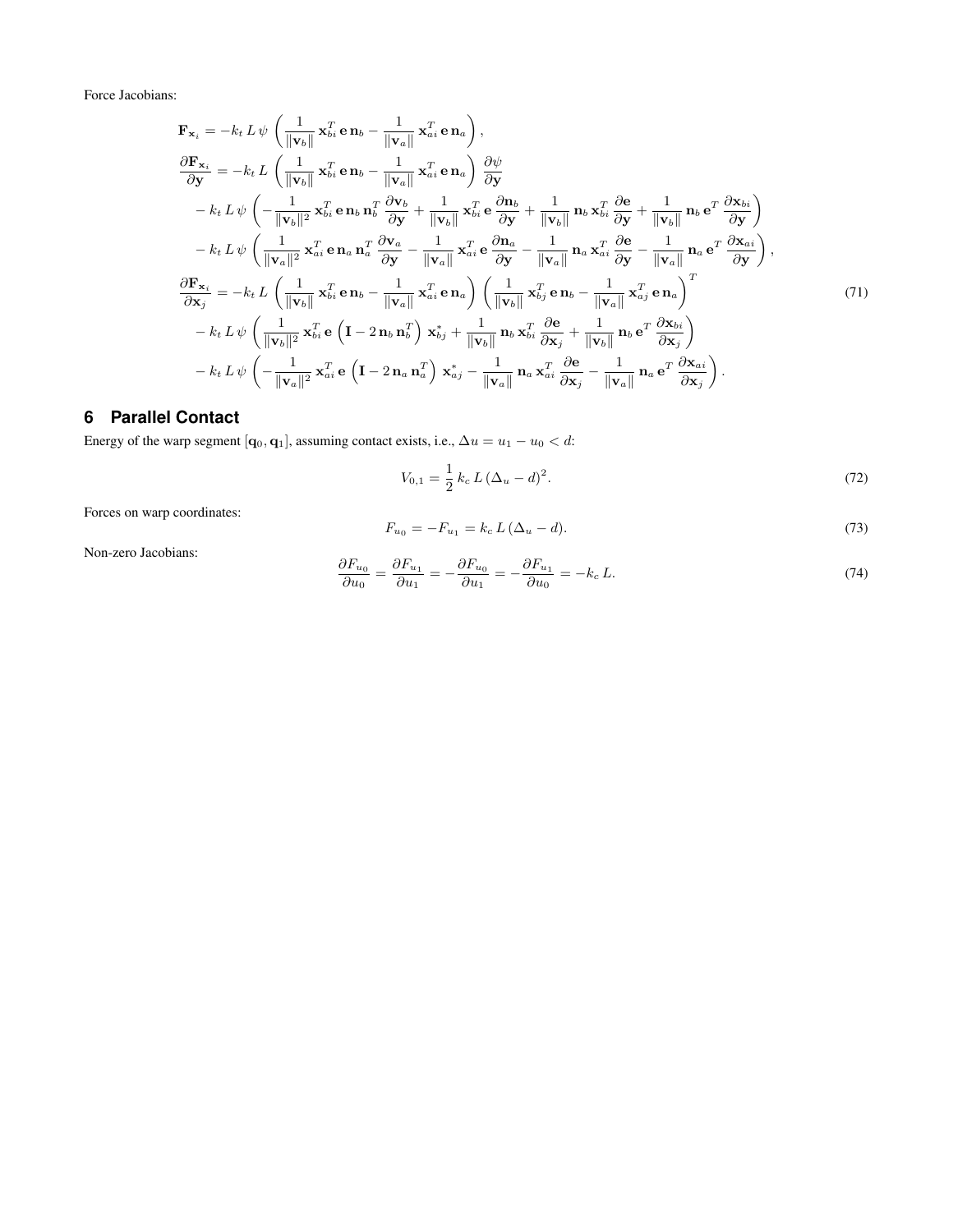Force Jacobians:

$$
\begin{aligned}
\mathbf{F}_{\mathbf{x}_i} &= -k_t\, L\, \psi\, \left( \frac{1}{\|\mathbf{v}_b\|}\, \mathbf{x}_{bi}^T\, \mathbf{e}\, \mathbf{n}_b - \frac{1}{\|\mathbf{v}_a\|}\, \mathbf{x}_{ai}^T\, \mathbf{e}\, \mathbf{n}_a \right), \\
\frac{\partial \mathbf{F}_{\mathbf{x}_i}}{\partial \mathbf{y}} &= -k_t\, L\, \left( \frac{1}{\|\mathbf{v}_b\|}\, \mathbf{x}_{bi}^T\, \mathbf{e}\, \mathbf{n}_b - \frac{1}{\|\mathbf{v}_a\|}\, \mathbf{x}_{ai}^T\, \mathbf{e}\, \mathbf{n}_a \right)\, \frac{\partial \psi}{\partial \mathbf{y}} \\
&\quad - k_t\, L\, \psi\, \left( -\frac{1}{\|\mathbf{v}_b\|^2}\, \mathbf{x}_{bi}^T\, \mathbf{e}\, \mathbf{n}_b\, \mathbf{n}_b^T\, \frac{\partial \mathbf{v}_b}{\partial \mathbf{y}} + \frac{1}{\|\mathbf{v}_b\|}\, \mathbf{x}_{bi}^T\, \mathbf{e}\, \frac{\partial \mathbf{n}_b}{\partial \mathbf{y}} + \frac{1}{\|\mathbf{v}_b\|}\, \mathbf{n}_b\, \mathbf{x}_{bi}^T\, \frac{\partial \mathbf{e}}{\partial \mathbf{y}} + \frac{1}{\|\mathbf{v}_b\|}\, \mathbf{n}_b\, \mathbf{e}^T\, \frac{\partial \mathbf{x}_{bi}}{\partial \mathbf{y}} \right) \\
&\quad - k_t\, L\, \psi\, \left( \frac{1}{\|\mathbf{v}_a\|^2}\, \mathbf{x}_{ai}^T\, \mathbf{e}\, \mathbf{n}_a\, \mathbf{n}_a^T\, \frac{\partial \mathbf{v}_a}{\partial \mathbf{y}} - \frac{1}{\|\mathbf{v}_a\|}\, \mathbf{x}_{ai}^T\, \mathbf{e}\, \frac{\partial \mathbf{n}_a}{\partial \mathbf{y}} - \frac{1}{\|\mathbf{v}_a\|}\, \mathbf{n}_a\, \mathbf{x}_{ai}^T\, \frac{\partial \mathbf{e}}{\partial \mathbf{y}} - \frac{1}{\|\mathbf{v}_a\|}\, \mathbf{n}_a\, \mathbf{e}^T\, \frac{\partial \mathbf{x}_{ai}}{\partial \mathbf{y}} \right), \\
\frac{\partial \mathbf{F}_{\mathbf{x}_i}}{\partial \mathbf{x}_j} &= -k_t\, L\, \left( \frac{1}{\|\mathbf{v}_b\|}\, \mathbf{x}_{bi}^T\, \mathbf{e}\, \mathbf{n}_b - \frac{1}{\|\mathbf{v}_a\|}\, \mathbf{x}_{ai}^T\, \mathbf{e}\, \mathbf{n}_a \right) \left( \frac{1}{\|\mathbf{v}_b\|}\, \mathbf{x}_{bj}^T\, \mathbf{e}\, \mathbf{n}_b - \frac{1}{\|\mathbf{v}_a\|}\, \mathbf{x}_{aj}^T\, \mathbf{e}\, \mathbf{n}_a \right)^T \\
&\quad - k_t\, L\, \psi\, \left( \frac{1}{\|\mathbf{v}_b\|^2}\, \mathbf{x}_{bi}^T\, \mathbf{e}\, \left( \mathbf{I} - 2\, \mathbf{n}_b\, \mathbf{n}_b^T \right)\, \mathbf{x}_{bj}^* + \frac{1}{\|\mathbf{v}_b\|}\, \mathbf{n}_b\, \mathbf{x}_{bi}^T\, \frac{\partial \mathbf{e}}{\partial \mathbf{x}_j} + \frac{1}{\|\mathbf{v}_b\|}\, \mathbf{n}_b\, \mathbf{e}^T\, \frac{\partial \mathbf{x}_{bi}}{\partial \mathbf{x}_j} \right) \\
&\quad - k_t\, L\, \psi\, \left( -\frac{1}{\|\mathbf{v}_a\|^2}\, \mathbf{x}_{ai}^T\, \mathbf{e}\, \left( \mathbf{I} - 2\, \mathbf{n}_a\, \mathbf{n}_a^T \right)\, \mathbf{x}_{aj}^* - \frac{1}{\|\mathbf{v}_a\|}\, \mathbf{n}_a\, \mathbf{x}_{ai}^T\, \frac{\partial \mathbf{e}}{\partial \mathbf{x}_j} - \frac{1}{\|\mathbf{v}_a\|}\, \mathbf{n}_a\, \mathbf{e}^T\, \frac{\partial \mathbf{x}_{ai}}{\partial \mathbf{x}_j} \right).
\end{aligned}
\tag{71}
$$

## 6 Parallel Contact

Energy of the warp segment $[\mathbf{q}_0, \mathbf{q}_1]$, assuming contact exists, i.e., $\Delta u = u_1 - u_0 < d$:

$$
V_{0,1} = \frac{1}{2}\, k_c\, L\, (\Delta_u - d)^2. \tag{72}
$$

Forces on warp coordinates:

$$
F_{u_0} = -F_{u_1} = k_c\, L\, (\Delta_u - d). \tag{73}
$$

Non-zero Jacobians:

$$
\frac{\partial F_{u_0}}{\partial u_0} = \frac{\partial F_{u_1}}{\partial u_1} = -\frac{\partial F_{u_0}}{\partial u_1} = -\frac{\partial F_{u_1}}{\partial u_0} = -k_c\, L. \tag{74}
$$